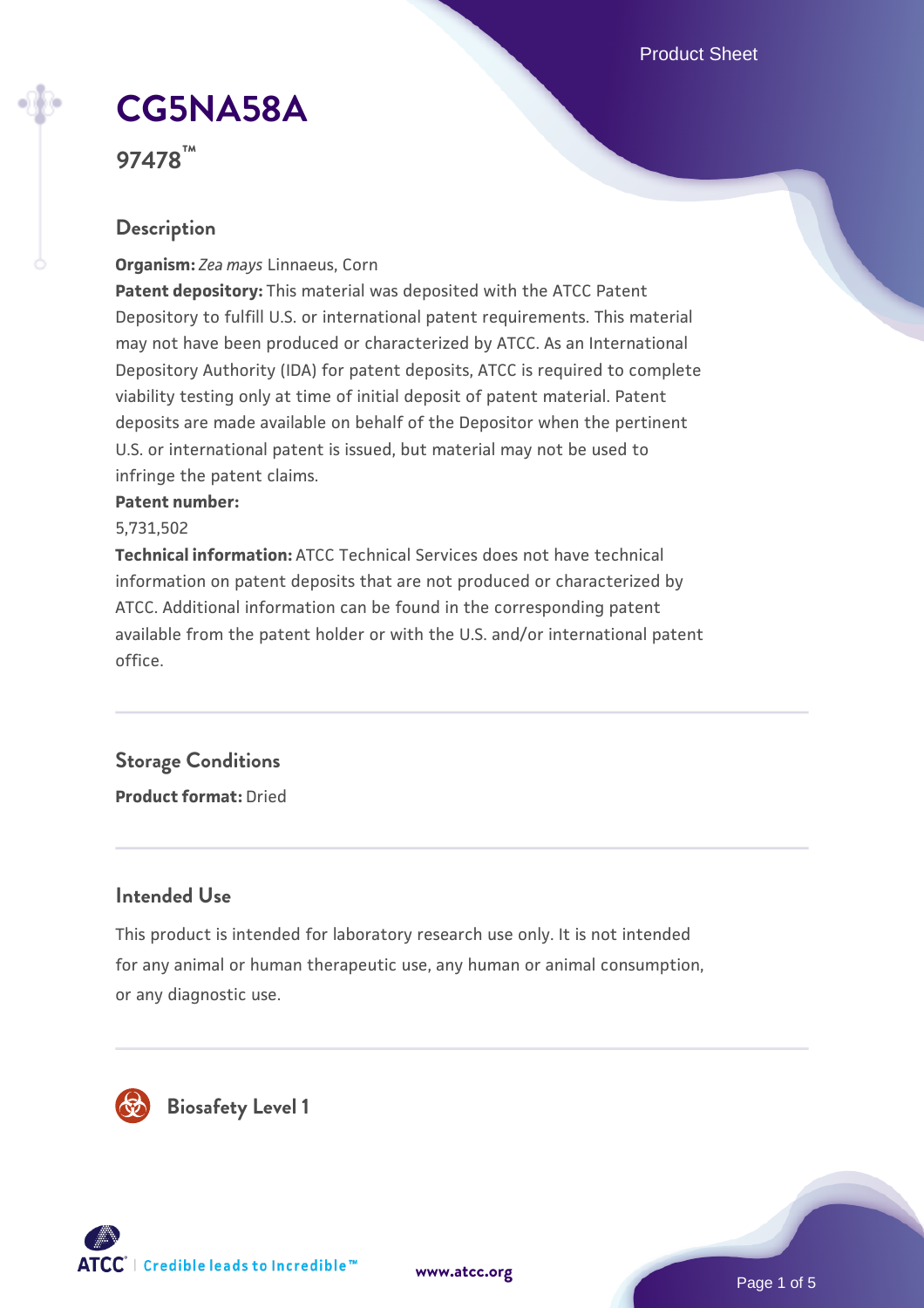# CG5NA58A

**97478™**

## Description

**Organism:** *Zea mays* Linnaeus, Corn

**Patent depository:** This material was deposited with the ATCC Patent Depository to fulfill U.S. or international patent requirements. This material may not have been produced or characterized by ATCC. As an International Depository Authority (IDA) for patent deposits, ATCC is required to complete viability testing only at time of initial deposit of patent material. Patent deposits are made available on behalf of the Depositor when the pertinent U.S. or international patent is issued, but material may not be used to infringe the patent claims.

**Patent number:**

5,731,502

**Technical information:** ATCC Technical Services does not have technical information on patent deposits that are not produced or characterized by ATCC. Additional information can be found in the corresponding patent available from the patent holder or with the U.S. and/or international patent office.

## Storage Conditions

**Product format:** Dried

## Intended Use

This product is intended for laboratory research use only. It is not intended for any animal or human therapeutic use, any human or animal consumption, or any diagnostic use.

## Biosafety Level 1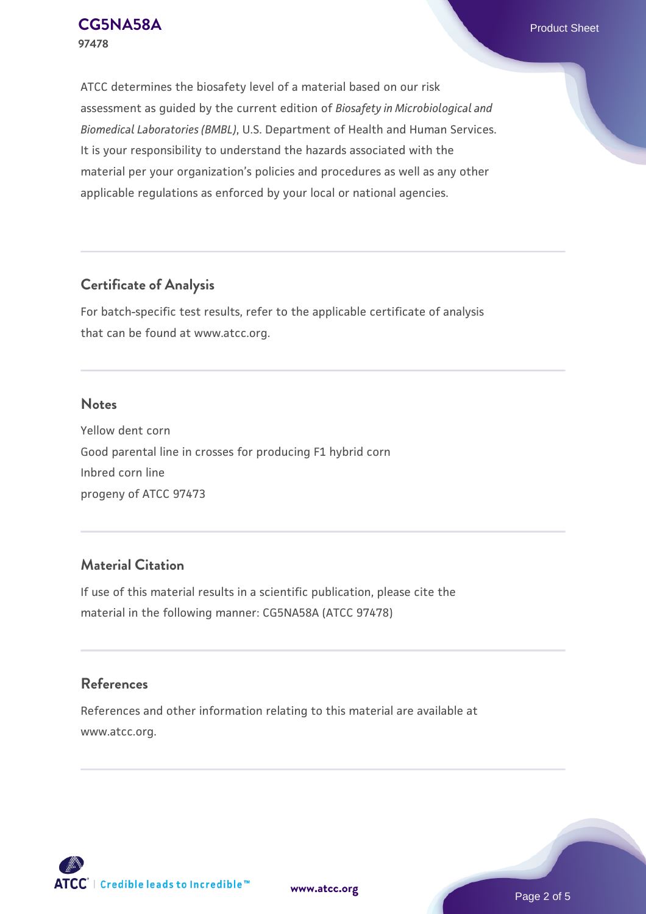ATCC determines the biosafety level of a material based on our risk assessment as guided by the current edition of *Biosafety in Microbiological and Biomedical Laboratories (BMBL)*, U.S. Department of Health and Human Services. It is your responsibility to understand the hazards associated with the material per your organization's policies and procedures as well as any other applicable regulations as enforced by your local or national agencies.

## Certificate of Analysis

For batch-specific test results, refer to the applicable certificate of analysis that can be found at www.atcc.org.

## Notes

Yellow dent corn
Good parental line in crosses for producing F1 hybrid corn
Inbred corn line
progeny of ATCC 97473

## Material Citation

If use of this material results in a scientific publication, please cite the material in the following manner: CG5NA58A (ATCC 97478)

## References

References and other information relating to this material are available at www.atcc.org.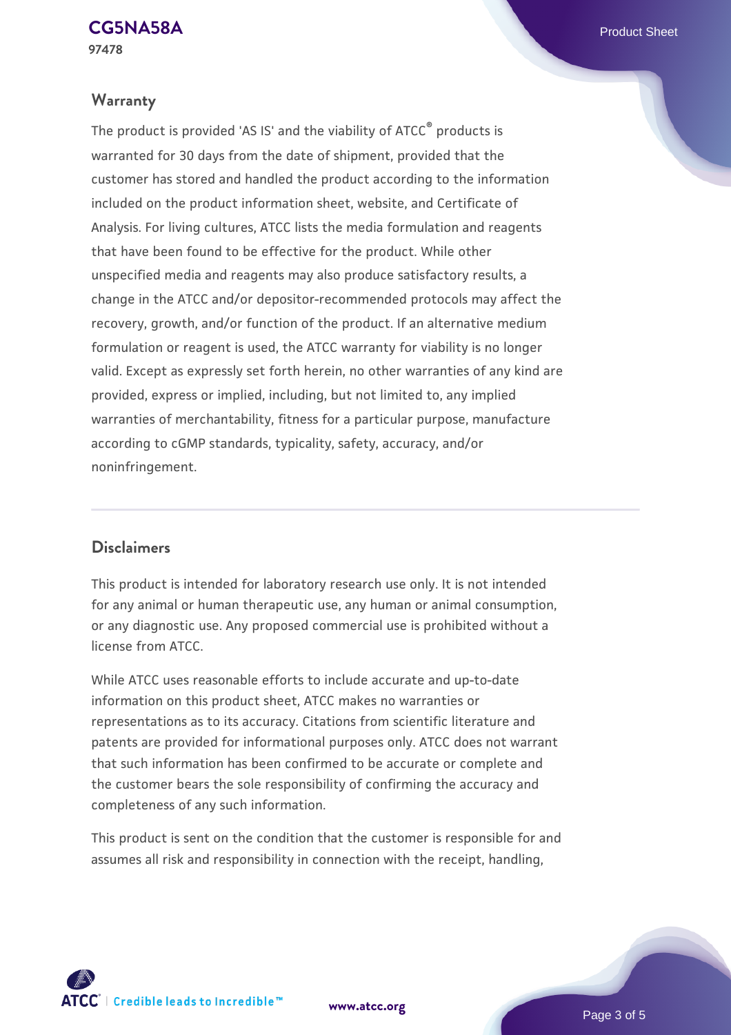## Warranty

The product is provided 'AS IS' and the viability of ATCC® products is warranted for 30 days from the date of shipment, provided that the customer has stored and handled the product according to the information included on the product information sheet, website, and Certificate of Analysis. For living cultures, ATCC lists the media formulation and reagents that have been found to be effective for the product. While other unspecified media and reagents may also produce satisfactory results, a change in the ATCC and/or depositor-recommended protocols may affect the recovery, growth, and/or function of the product. If an alternative medium formulation or reagent is used, the ATCC warranty for viability is no longer valid. Except as expressly set forth herein, no other warranties of any kind are provided, express or implied, including, but not limited to, any implied warranties of merchantability, fitness for a particular purpose, manufacture according to cGMP standards, typicality, safety, accuracy, and/or noninfringement.

## Disclaimers

This product is intended for laboratory research use only. It is not intended for any animal or human therapeutic use, any human or animal consumption, or any diagnostic use. Any proposed commercial use is prohibited without a license from ATCC.

While ATCC uses reasonable efforts to include accurate and up-to-date information on this product sheet, ATCC makes no warranties or representations as to its accuracy. Citations from scientific literature and patents are provided for informational purposes only. ATCC does not warrant that such information has been confirmed to be accurate or complete and the customer bears the sole responsibility of confirming the accuracy and completeness of any such information.

This product is sent on the condition that the customer is responsible for and assumes all risk and responsibility in connection with the receipt, handling,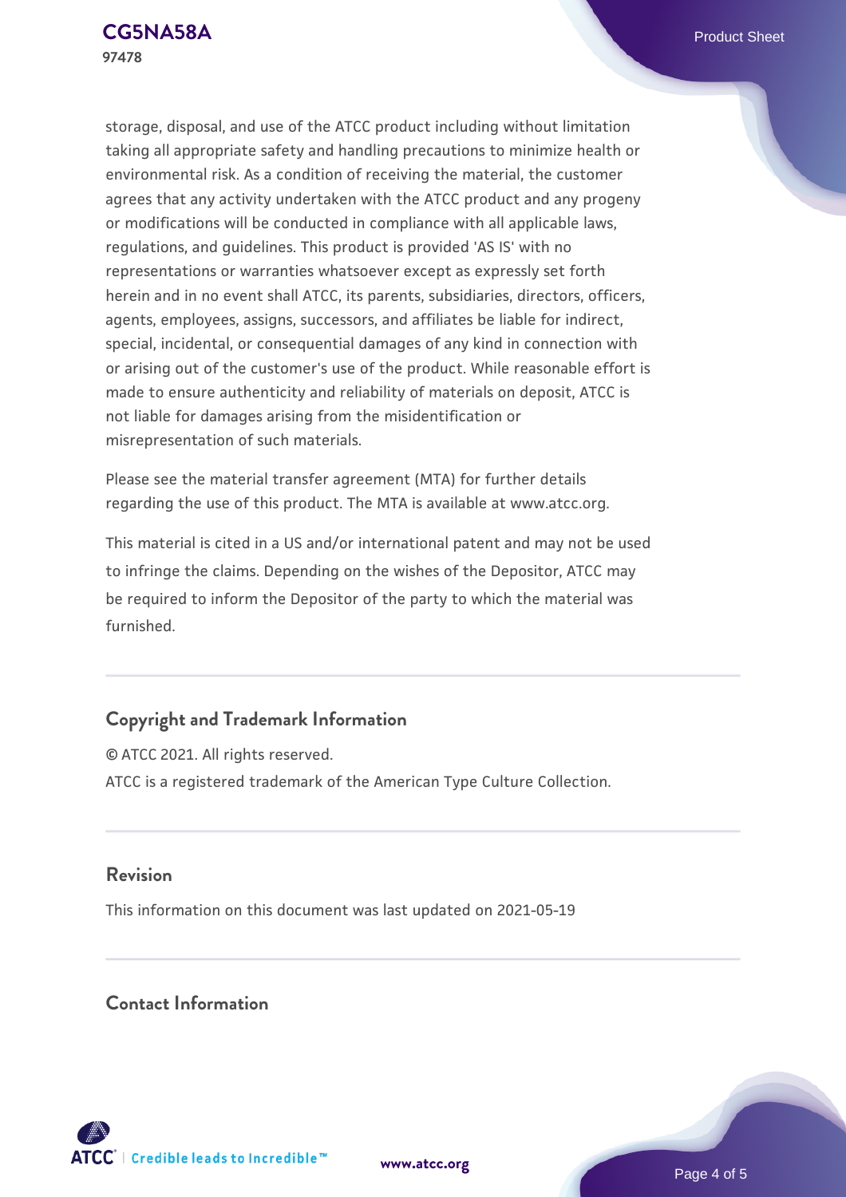storage, disposal, and use of the ATCC product including without limitation taking all appropriate safety and handling precautions to minimize health or environmental risk. As a condition of receiving the material, the customer agrees that any activity undertaken with the ATCC product and any progeny or modifications will be conducted in compliance with all applicable laws, regulations, and guidelines. This product is provided 'AS IS' with no representations or warranties whatsoever except as expressly set forth herein and in no event shall ATCC, its parents, subsidiaries, directors, officers, agents, employees, assigns, successors, and affiliates be liable for indirect, special, incidental, or consequential damages of any kind in connection with or arising out of the customer's use of the product. While reasonable effort is made to ensure authenticity and reliability of materials on deposit, ATCC is not liable for damages arising from the misidentification or misrepresentation of such materials.

Please see the material transfer agreement (MTA) for further details regarding the use of this product. The MTA is available at www.atcc.org.

This material is cited in a US and/or international patent and may not be used to infringe the claims. Depending on the wishes of the Depositor, ATCC may be required to inform the Depositor of the party to which the material was furnished.

## Copyright and Trademark Information

© ATCC 2021. All rights reserved.

ATCC is a registered trademark of the American Type Culture Collection.

## Revision

This information on this document was last updated on 2021-05-19

## Contact Information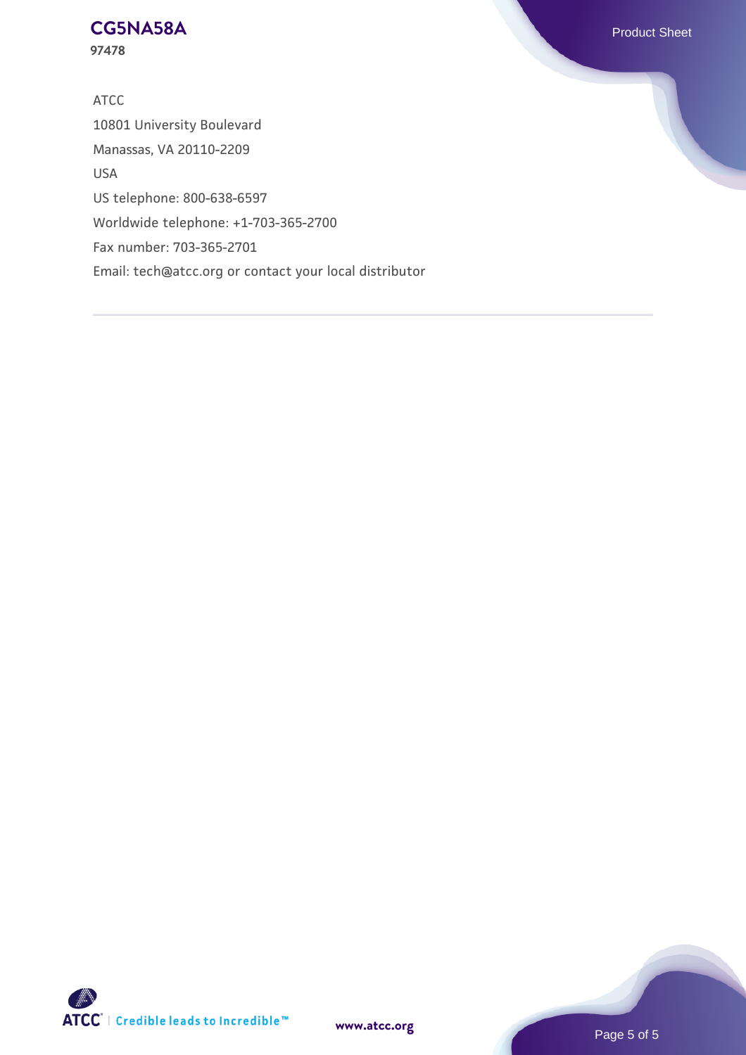ATCC
10801 University Boulevard
Manassas, VA 20110-2209
USA
US telephone: 800-638-6597
Worldwide telephone: +1-703-365-2700
Fax number: 703-365-2701
Email: tech@atcc.org or contact your local distributor